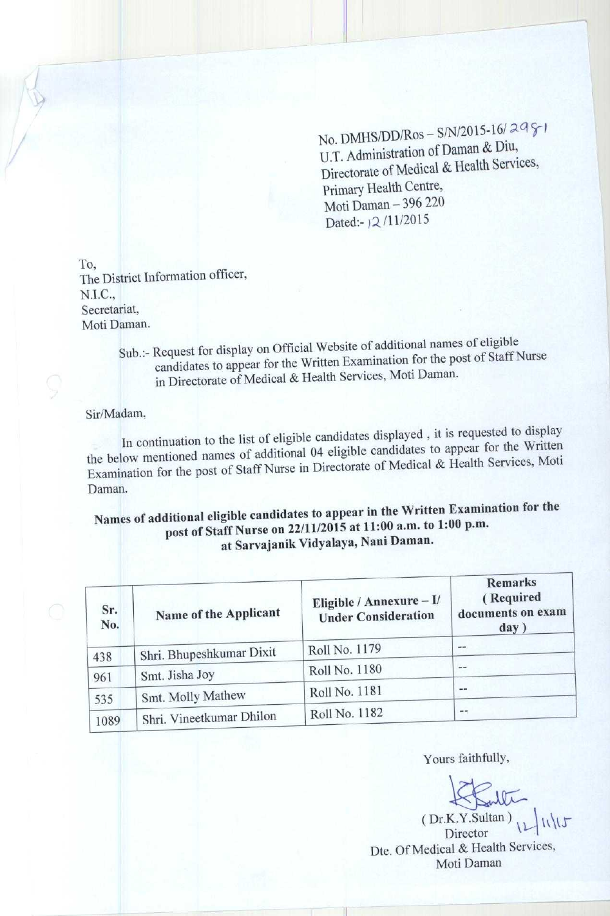No. DMHS/DD/Ros – S/N/2015-16/ 2981
U.T. Administration of Daman & Diu,
Directorate of Medical & Health Services,
Primary Health Centre,
Moti Daman – 396 220
Dated:- 12 /11/2015

To,
The District Information officer,
N.I.C.,
Secretariat,
Moti Daman.

Sub.:- Request for display on Official Website of additional names of eligible candidates to appear for the Written Examination for the post of Staff Nurse in Directorate of Medical & Health Services, Moti Daman.

Sir/Madam,

In continuation to the list of eligible candidates displayed , it is requested to display the below mentioned names of additional 04 eligible candidates to appear for the Written Examination for the post of Staff Nurse in Directorate of Medical & Health Services, Moti Daman.

**Names of additional eligible candidates to appear in the Written Examination for the post of Staff Nurse on 22/11/2015 at 11:00 a.m. to 1:00 p.m. at Sarvajanik Vidyalaya, Nani Daman.**

| Sr. No. | Name of the Applicant | Eligible / Annexure – I/ Under Consideration | Remarks ( Required documents on exam day ) |
|---|---|---|---|
| 438 | Shri. Bhupeshkumar Dixit | Roll No. 1179 | -- |
| 961 | Smt. Jisha Joy | Roll No. 1180 | -- |
| 535 | Smt. Molly Mathew | Roll No. 1181 | -- |
| 1089 | Shri. Vineetkumar Dhilon | Roll No. 1182 | -- |

Yours faithfully,

12/11/15
( Dr.K.Y.Sultan )
Director
Dte. Of Medical & Health Services,
Moti Daman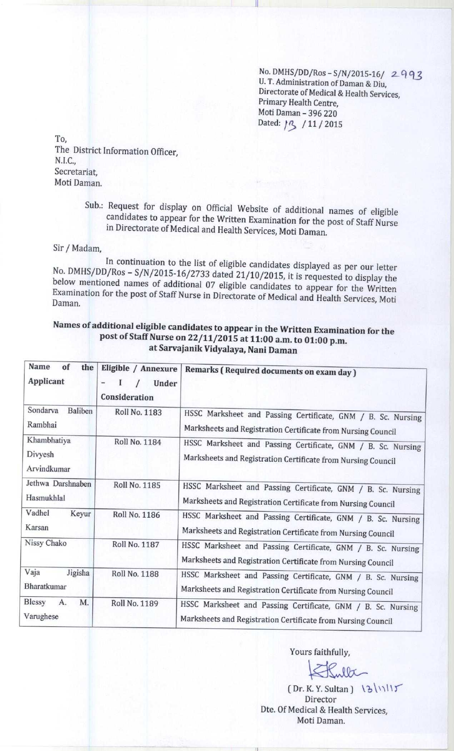No. DMHS/DD/Ros – S/N/2015-16/ 2993
U. T. Administration of Daman & Diu,
Directorate of Medical & Health Services,
Primary Health Centre,
Moti Daman – 396 220
Dated: 13 / 11 / 2015

To,
The District Information Officer,
N.I.C.,
Secretariat,
Moti Daman.

Sub.: Request for display on Official Website of additional names of eligible candidates to appear for the Written Examination for the post of Staff Nurse in Directorate of Medical and Health Services, Moti Daman.

Sir / Madam,

In continuation to the list of eligible candidates displayed as per our letter No. DMHS/DD/Ros – S/N/2015-16/2733 dated 21/10/2015, it is requested to display the below mentioned names of additional 07 eligible candidates to appear for the Written Examination for the post of Staff Nurse in Directorate of Medical and Health Services, Moti Daman.

**Names of additional eligible candidates to appear in the Written Examination for the post of Staff Nurse on 22/11/2015 at 11:00 a.m. to 01:00 p.m. at Sarvajanik Vidyalaya, Nani Daman**

| Name of the Applicant | Eligible / Annexure – I / Under Consideration | Remarks ( Required documents on exam day ) |
|---|---|---|
| Sondarva Baliben Rambhai | Roll No. 1183 | HSSC Marksheet and Passing Certificate, GNM / B. Sc. Nursing Marksheets and Registration Certificate from Nursing Council |
| Khambhatiya Divyesh Arvindkumar | Roll No. 1184 | HSSC Marksheet and Passing Certificate, GNM / B. Sc. Nursing Marksheets and Registration Certificate from Nursing Council |
| Jethwa Darshnaben Hasmukhlal | Roll No. 1185 | HSSC Marksheet and Passing Certificate, GNM / B. Sc. Nursing Marksheets and Registration Certificate from Nursing Council |
| Vadhel Keyur Karsan | Roll No. 1186 | HSSC Marksheet and Passing Certificate, GNM / B. Sc. Nursing Marksheets and Registration Certificate from Nursing Council |
| Nissy Chako | Roll No. 1187 | HSSC Marksheet and Passing Certificate, GNM / B. Sc. Nursing Marksheets and Registration Certificate from Nursing Council |
| Vaja Jigisha Bharatkumar | Roll No. 1188 | HSSC Marksheet and Passing Certificate, GNM / B. Sc. Nursing Marksheets and Registration Certificate from Nursing Council |
| Blessy A. M. Varughese | Roll No. 1189 | HSSC Marksheet and Passing Certificate, GNM / B. Sc. Nursing Marksheets and Registration Certificate from Nursing Council |

Yours faithfully,

( Dr. K. Y. Sultan ) 13/11/15
Director
Dte. Of Medical & Health Services,
Moti Daman.